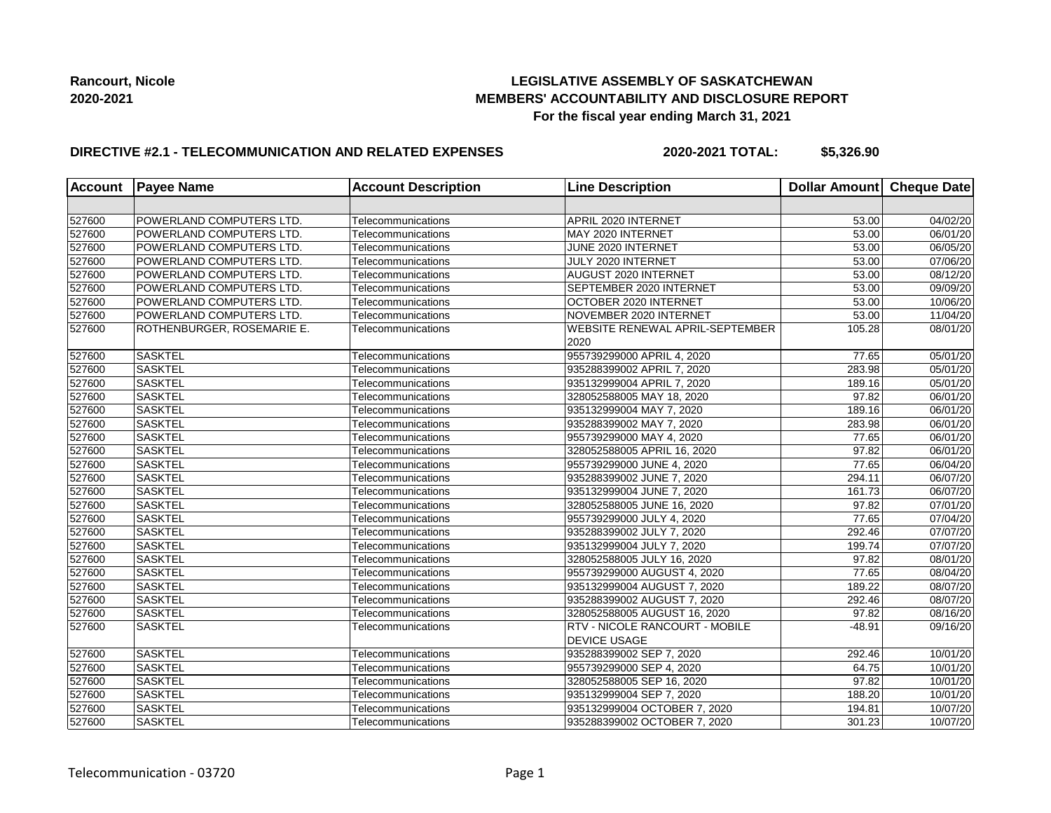**Rancourt, Nicole**
**2020-2021**

**LEGISLATIVE ASSEMBLY OF SASKATCHEWAN**
**MEMBERS' ACCOUNTABILITY AND DISCLOSURE REPORT**
**For the fiscal year ending March 31, 2021**

**DIRECTIVE #2.1 - TELECOMMUNICATION AND RELATED EXPENSES** **2020-2021 TOTAL: $5,326.90**

| Account | Payee Name | Account Description | Line Description | Dollar Amount | Cheque Date |
|---|---|---|---|---|---|
| | | | | | |
| 527600 | POWERLAND COMPUTERS LTD. | Telecommunications | APRIL 2020 INTERNET | 53.00 | 04/02/20 |
| 527600 | POWERLAND COMPUTERS LTD. | Telecommunications | MAY 2020 INTERNET | 53.00 | 06/01/20 |
| 527600 | POWERLAND COMPUTERS LTD. | Telecommunications | JUNE 2020 INTERNET | 53.00 | 06/05/20 |
| 527600 | POWERLAND COMPUTERS LTD. | Telecommunications | JULY 2020 INTERNET | 53.00 | 07/06/20 |
| 527600 | POWERLAND COMPUTERS LTD. | Telecommunications | AUGUST 2020 INTERNET | 53.00 | 08/12/20 |
| 527600 | POWERLAND COMPUTERS LTD. | Telecommunications | SEPTEMBER 2020 INTERNET | 53.00 | 09/09/20 |
| 527600 | POWERLAND COMPUTERS LTD. | Telecommunications | OCTOBER 2020 INTERNET | 53.00 | 10/06/20 |
| 527600 | POWERLAND COMPUTERS LTD. | Telecommunications | NOVEMBER 2020 INTERNET | 53.00 | 11/04/20 |
| 527600 | ROTHENBURGER, ROSEMARIE E. | Telecommunications | WEBSITE RENEWAL APRIL-SEPTEMBER 2020 | 105.28 | 08/01/20 |
| 527600 | SASKTEL | Telecommunications | 955739299000 APRIL 4, 2020 | 77.65 | 05/01/20 |
| 527600 | SASKTEL | Telecommunications | 935288399002 APRIL 7, 2020 | 283.98 | 05/01/20 |
| 527600 | SASKTEL | Telecommunications | 935132999004 APRIL 7, 2020 | 189.16 | 05/01/20 |
| 527600 | SASKTEL | Telecommunications | 328052588005 MAY 18, 2020 | 97.82 | 06/01/20 |
| 527600 | SASKTEL | Telecommunications | 935132999004 MAY 7, 2020 | 189.16 | 06/01/20 |
| 527600 | SASKTEL | Telecommunications | 935288399002 MAY 7, 2020 | 283.98 | 06/01/20 |
| 527600 | SASKTEL | Telecommunications | 955739299000 MAY 4, 2020 | 77.65 | 06/01/20 |
| 527600 | SASKTEL | Telecommunications | 328052588005 APRIL 16, 2020 | 97.82 | 06/01/20 |
| 527600 | SASKTEL | Telecommunications | 955739299000 JUNE 4, 2020 | 77.65 | 06/04/20 |
| 527600 | SASKTEL | Telecommunications | 935288399002 JUNE 7, 2020 | 294.11 | 06/07/20 |
| 527600 | SASKTEL | Telecommunications | 935132999004 JUNE 7, 2020 | 161.73 | 06/07/20 |
| 527600 | SASKTEL | Telecommunications | 328052588005 JUNE 16, 2020 | 97.82 | 07/01/20 |
| 527600 | SASKTEL | Telecommunications | 955739299000 JULY 4, 2020 | 77.65 | 07/04/20 |
| 527600 | SASKTEL | Telecommunications | 935288399002 JULY 7, 2020 | 292.46 | 07/07/20 |
| 527600 | SASKTEL | Telecommunications | 935132999004 JULY 7, 2020 | 199.74 | 07/07/20 |
| 527600 | SASKTEL | Telecommunications | 328052588005 JULY 16, 2020 | 97.82 | 08/01/20 |
| 527600 | SASKTEL | Telecommunications | 955739299000 AUGUST 4, 2020 | 77.65 | 08/04/20 |
| 527600 | SASKTEL | Telecommunications | 935132999004 AUGUST 7, 2020 | 189.22 | 08/07/20 |
| 527600 | SASKTEL | Telecommunications | 935288399002 AUGUST 7, 2020 | 292.46 | 08/07/20 |
| 527600 | SASKTEL | Telecommunications | 328052588005 AUGUST 16, 2020 | 97.82 | 08/16/20 |
| 527600 | SASKTEL | Telecommunications | RTV - NICOLE RANCOURT - MOBILE DEVICE USAGE | -48.91 | 09/16/20 |
| 527600 | SASKTEL | Telecommunications | 935288399002 SEP 7, 2020 | 292.46 | 10/01/20 |
| 527600 | SASKTEL | Telecommunications | 955739299000 SEP 4, 2020 | 64.75 | 10/01/20 |
| 527600 | SASKTEL | Telecommunications | 328052588005 SEP 16, 2020 | 97.82 | 10/01/20 |
| 527600 | SASKTEL | Telecommunications | 935132999004 SEP 7, 2020 | 188.20 | 10/01/20 |
| 527600 | SASKTEL | Telecommunications | 935132999004 OCTOBER 7, 2020 | 194.81 | 10/07/20 |
| 527600 | SASKTEL | Telecommunications | 935288399002 OCTOBER 7, 2020 | 301.23 | 10/07/20 |

Telecommunication - 03720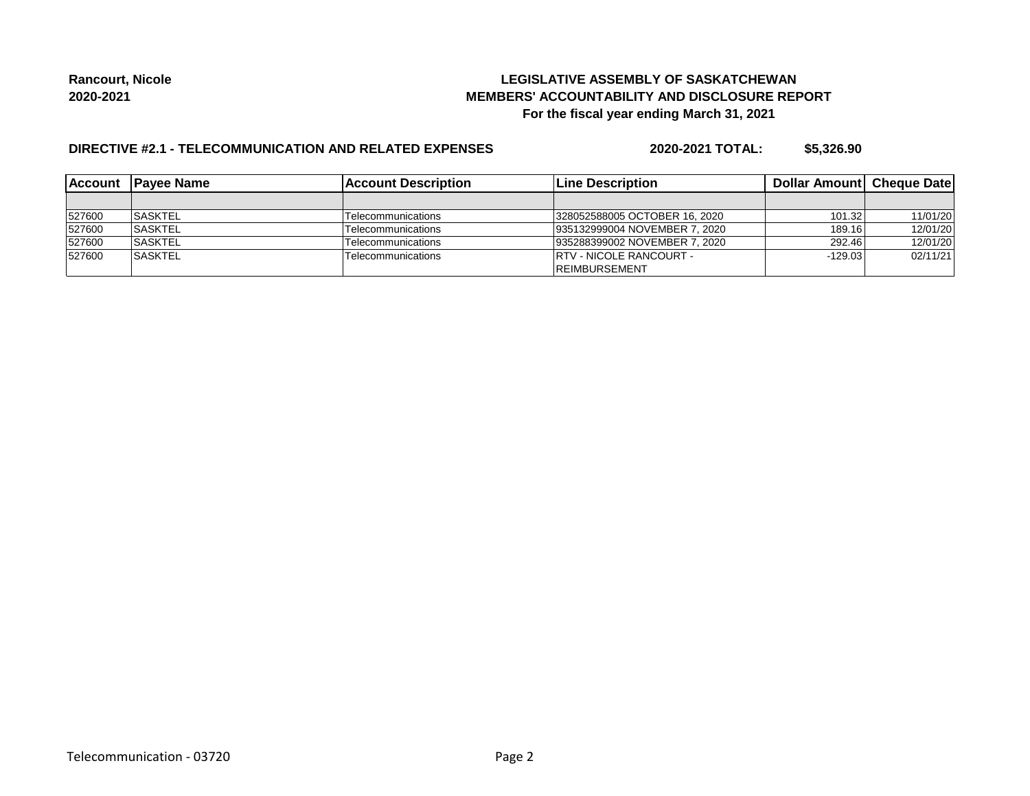**Rancourt, Nicole**
**2020-2021**

**LEGISLATIVE ASSEMBLY OF SASKATCHEWAN**
**MEMBERS' ACCOUNTABILITY AND DISCLOSURE REPORT**
**For the fiscal year ending March 31, 2021**

**DIRECTIVE #2.1 - TELECOMMUNICATION AND RELATED EXPENSES** **2020-2021 TOTAL: $5,326.90**

| Account | Payee Name | Account Description | Line Description | Dollar Amount | Cheque Date |
|---|---|---|---|---|---|
| | | | | | |
| 527600 | SASKTEL | Telecommunications | 328052588005 OCTOBER 16, 2020 | 101.32 | 11/01/20 |
| 527600 | SASKTEL | Telecommunications | 935132999004 NOVEMBER 7, 2020 | 189.16 | 12/01/20 |
| 527600 | SASKTEL | Telecommunications | 935288399002 NOVEMBER 7, 2020 | 292.46 | 12/01/20 |
| 527600 | SASKTEL | Telecommunications | RTV - NICOLE RANCOURT - REIMBURSEMENT | -129.03 | 02/11/21 |

Telecommunication - 03720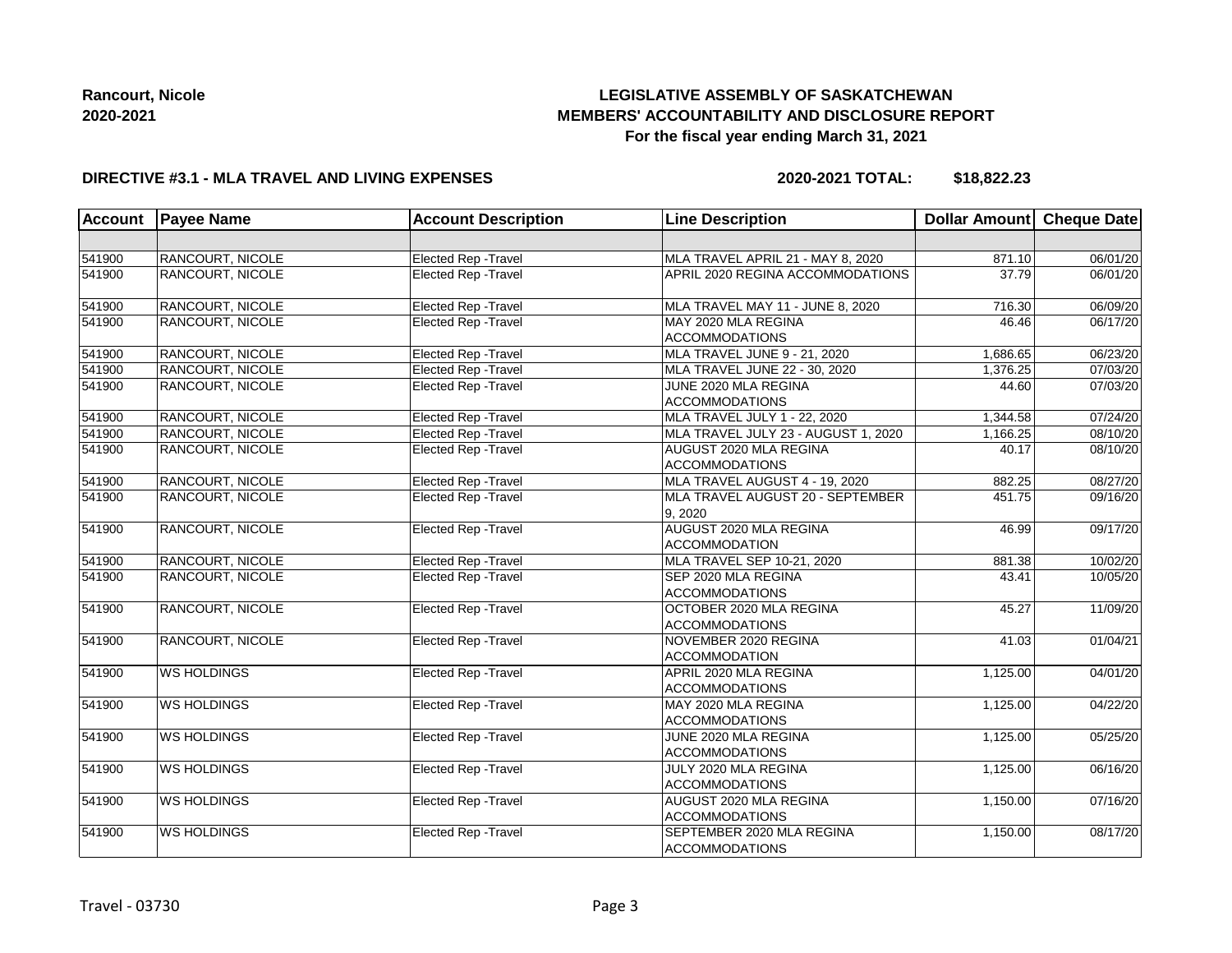**Rancourt, Nicole**
**2020-2021**

# LEGISLATIVE ASSEMBLY OF SASKATCHEWAN
## MEMBERS' ACCOUNTABILITY AND DISCLOSURE REPORT
### For the fiscal year ending March 31, 2021

**DIRECTIVE #3.1 - MLA TRAVEL AND LIVING EXPENSES** **2020-2021 TOTAL: $18,822.23**

| Account | Payee Name | Account Description | Line Description | Dollar Amount | Cheque Date |
|---|---|---|---|---|---|
| | | | | | |
| 541900 | RANCOURT, NICOLE | Elected Rep -Travel | MLA TRAVEL APRIL 21 - MAY 8, 2020 | 871.10 | 06/01/20 |
| 541900 | RANCOURT, NICOLE | Elected Rep -Travel | APRIL 2020 REGINA ACCOMMODATIONS | 37.79 | 06/01/20 |
| 541900 | RANCOURT, NICOLE | Elected Rep -Travel | MLA TRAVEL MAY 11 - JUNE 8, 2020 | 716.30 | 06/09/20 |
| 541900 | RANCOURT, NICOLE | Elected Rep -Travel | MAY 2020 MLA REGINA ACCOMMODATIONS | 46.46 | 06/17/20 |
| 541900 | RANCOURT, NICOLE | Elected Rep -Travel | MLA TRAVEL JUNE 9 - 21, 2020 | 1,686.65 | 06/23/20 |
| 541900 | RANCOURT, NICOLE | Elected Rep -Travel | MLA TRAVEL JUNE 22 - 30, 2020 | 1,376.25 | 07/03/20 |
| 541900 | RANCOURT, NICOLE | Elected Rep -Travel | JUNE 2020 MLA REGINA ACCOMMODATIONS | 44.60 | 07/03/20 |
| 541900 | RANCOURT, NICOLE | Elected Rep -Travel | MLA TRAVEL JULY 1 - 22, 2020 | 1,344.58 | 07/24/20 |
| 541900 | RANCOURT, NICOLE | Elected Rep -Travel | MLA TRAVEL JULY 23 - AUGUST 1, 2020 | 1,166.25 | 08/10/20 |
| 541900 | RANCOURT, NICOLE | Elected Rep -Travel | AUGUST 2020 MLA REGINA ACCOMMODATIONS | 40.17 | 08/10/20 |
| 541900 | RANCOURT, NICOLE | Elected Rep -Travel | MLA TRAVEL AUGUST 4 - 19, 2020 | 882.25 | 08/27/20 |
| 541900 | RANCOURT, NICOLE | Elected Rep -Travel | MLA TRAVEL AUGUST 20 - SEPTEMBER 9, 2020 | 451.75 | 09/16/20 |
| 541900 | RANCOURT, NICOLE | Elected Rep -Travel | AUGUST 2020 MLA REGINA ACCOMMODATION | 46.99 | 09/17/20 |
| 541900 | RANCOURT, NICOLE | Elected Rep -Travel | MLA TRAVEL SEP 10-21, 2020 | 881.38 | 10/02/20 |
| 541900 | RANCOURT, NICOLE | Elected Rep -Travel | SEP 2020 MLA REGINA ACCOMMODATIONS | 43.41 | 10/05/20 |
| 541900 | RANCOURT, NICOLE | Elected Rep -Travel | OCTOBER 2020 MLA REGINA ACCOMMODATIONS | 45.27 | 11/09/20 |
| 541900 | RANCOURT, NICOLE | Elected Rep -Travel | NOVEMBER 2020 REGINA ACCOMMODATION | 41.03 | 01/04/21 |
| 541900 | WS HOLDINGS | Elected Rep -Travel | APRIL 2020 MLA REGINA ACCOMMODATIONS | 1,125.00 | 04/01/20 |
| 541900 | WS HOLDINGS | Elected Rep -Travel | MAY 2020 MLA REGINA ACCOMMODATIONS | 1,125.00 | 04/22/20 |
| 541900 | WS HOLDINGS | Elected Rep -Travel | JUNE 2020 MLA REGINA ACCOMMODATIONS | 1,125.00 | 05/25/20 |
| 541900 | WS HOLDINGS | Elected Rep -Travel | JULY 2020 MLA REGINA ACCOMMODATIONS | 1,125.00 | 06/16/20 |
| 541900 | WS HOLDINGS | Elected Rep -Travel | AUGUST 2020 MLA REGINA ACCOMMODATIONS | 1,150.00 | 07/16/20 |
| 541900 | WS HOLDINGS | Elected Rep -Travel | SEPTEMBER 2020 MLA REGINA ACCOMMODATIONS | 1,150.00 | 08/17/20 |

Travel - 03730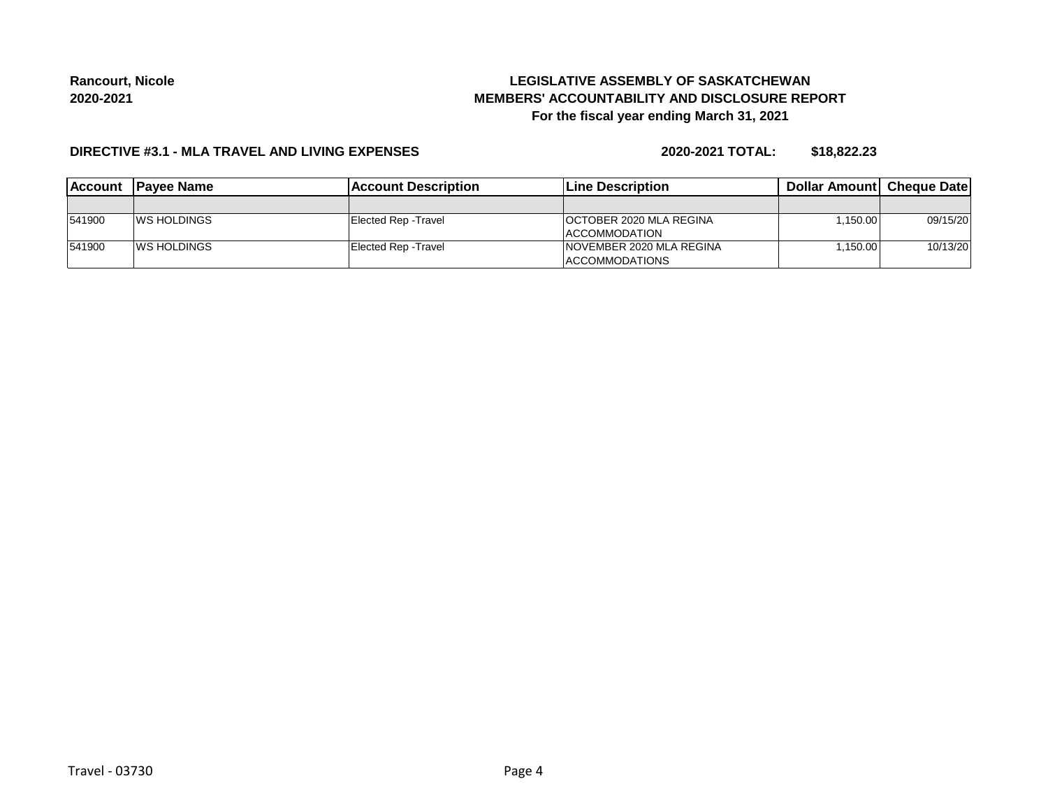**Rancourt, Nicole**
**2020-2021**

**LEGISLATIVE ASSEMBLY OF SASKATCHEWAN**
**MEMBERS' ACCOUNTABILITY AND DISCLOSURE REPORT**
**For the fiscal year ending March 31, 2021**

**DIRECTIVE #3.1 - MLA TRAVEL AND LIVING EXPENSES** **2020-2021 TOTAL: $18,822.23**

| Account | Payee Name | Account Description | Line Description | Dollar Amount | Cheque Date |
|---|---|---|---|---|---|
| | | | | | |
| 541900 | WS HOLDINGS | Elected Rep -Travel | OCTOBER 2020 MLA REGINA ACCOMMODATION | 1,150.00 | 09/15/20 |
| 541900 | WS HOLDINGS | Elected Rep -Travel | NOVEMBER 2020 MLA REGINA ACCOMMODATIONS | 1,150.00 | 10/13/20 |

Travel - 03730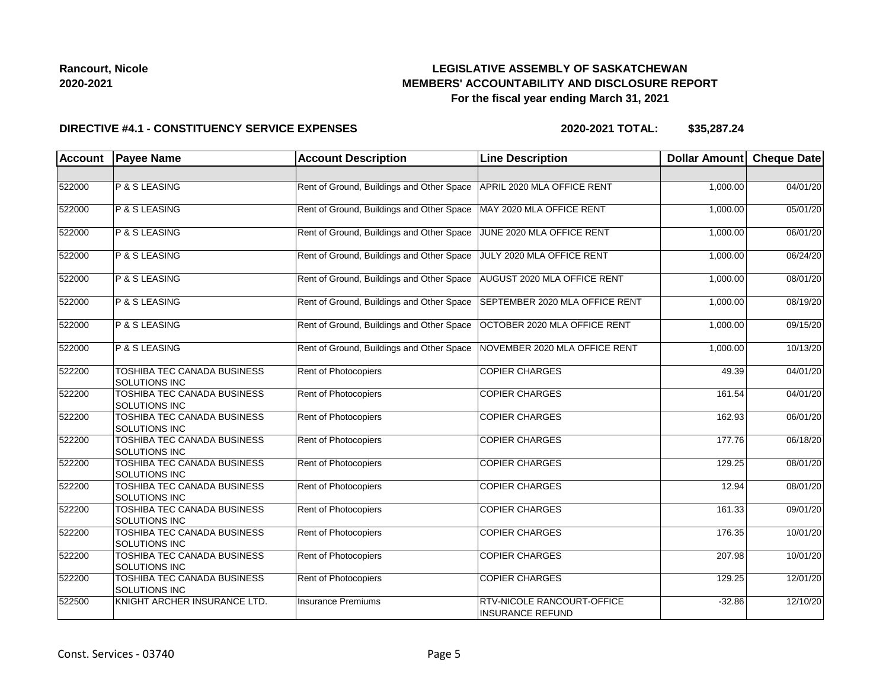**Rancourt, Nicole**
**2020-2021**

## LEGISLATIVE ASSEMBLY OF SASKATCHEWAN
## MEMBERS' ACCOUNTABILITY AND DISCLOSURE REPORT
### For the fiscal year ending March 31, 2021

**DIRECTIVE #4.1 - CONSTITUENCY SERVICE EXPENSES** **2020-2021 TOTAL: $35,287.24**

| Account | Payee Name | Account Description | Line Description | Dollar Amount | Cheque Date |
|---|---|---|---|---|---|
| | | | | | |
| 522000 | P & S LEASING | Rent of Ground, Buildings and Other Space | APRIL 2020 MLA OFFICE RENT | 1,000.00 | 04/01/20 |
| 522000 | P & S LEASING | Rent of Ground, Buildings and Other Space | MAY 2020 MLA OFFICE RENT | 1,000.00 | 05/01/20 |
| 522000 | P & S LEASING | Rent of Ground, Buildings and Other Space | JUNE 2020 MLA OFFICE RENT | 1,000.00 | 06/01/20 |
| 522000 | P & S LEASING | Rent of Ground, Buildings and Other Space | JULY 2020 MLA OFFICE RENT | 1,000.00 | 06/24/20 |
| 522000 | P & S LEASING | Rent of Ground, Buildings and Other Space | AUGUST 2020 MLA OFFICE RENT | 1,000.00 | 08/01/20 |
| 522000 | P & S LEASING | Rent of Ground, Buildings and Other Space | SEPTEMBER 2020 MLA OFFICE RENT | 1,000.00 | 08/19/20 |
| 522000 | P & S LEASING | Rent of Ground, Buildings and Other Space | OCTOBER 2020 MLA OFFICE RENT | 1,000.00 | 09/15/20 |
| 522000 | P & S LEASING | Rent of Ground, Buildings and Other Space | NOVEMBER 2020 MLA OFFICE RENT | 1,000.00 | 10/13/20 |
| 522200 | TOSHIBA TEC CANADA BUSINESS SOLUTIONS INC | Rent of Photocopiers | COPIER CHARGES | 49.39 | 04/01/20 |
| 522200 | TOSHIBA TEC CANADA BUSINESS SOLUTIONS INC | Rent of Photocopiers | COPIER CHARGES | 161.54 | 04/01/20 |
| 522200 | TOSHIBA TEC CANADA BUSINESS SOLUTIONS INC | Rent of Photocopiers | COPIER CHARGES | 162.93 | 06/01/20 |
| 522200 | TOSHIBA TEC CANADA BUSINESS SOLUTIONS INC | Rent of Photocopiers | COPIER CHARGES | 177.76 | 06/18/20 |
| 522200 | TOSHIBA TEC CANADA BUSINESS SOLUTIONS INC | Rent of Photocopiers | COPIER CHARGES | 129.25 | 08/01/20 |
| 522200 | TOSHIBA TEC CANADA BUSINESS SOLUTIONS INC | Rent of Photocopiers | COPIER CHARGES | 12.94 | 08/01/20 |
| 522200 | TOSHIBA TEC CANADA BUSINESS SOLUTIONS INC | Rent of Photocopiers | COPIER CHARGES | 161.33 | 09/01/20 |
| 522200 | TOSHIBA TEC CANADA BUSINESS SOLUTIONS INC | Rent of Photocopiers | COPIER CHARGES | 176.35 | 10/01/20 |
| 522200 | TOSHIBA TEC CANADA BUSINESS SOLUTIONS INC | Rent of Photocopiers | COPIER CHARGES | 207.98 | 10/01/20 |
| 522200 | TOSHIBA TEC CANADA BUSINESS SOLUTIONS INC | Rent of Photocopiers | COPIER CHARGES | 129.25 | 12/01/20 |
| 522500 | KNIGHT ARCHER INSURANCE LTD. | Insurance Premiums | RTV-NICOLE RANCOURT-OFFICE INSURANCE REFUND | -32.86 | 12/10/20 |

Const. Services - 03740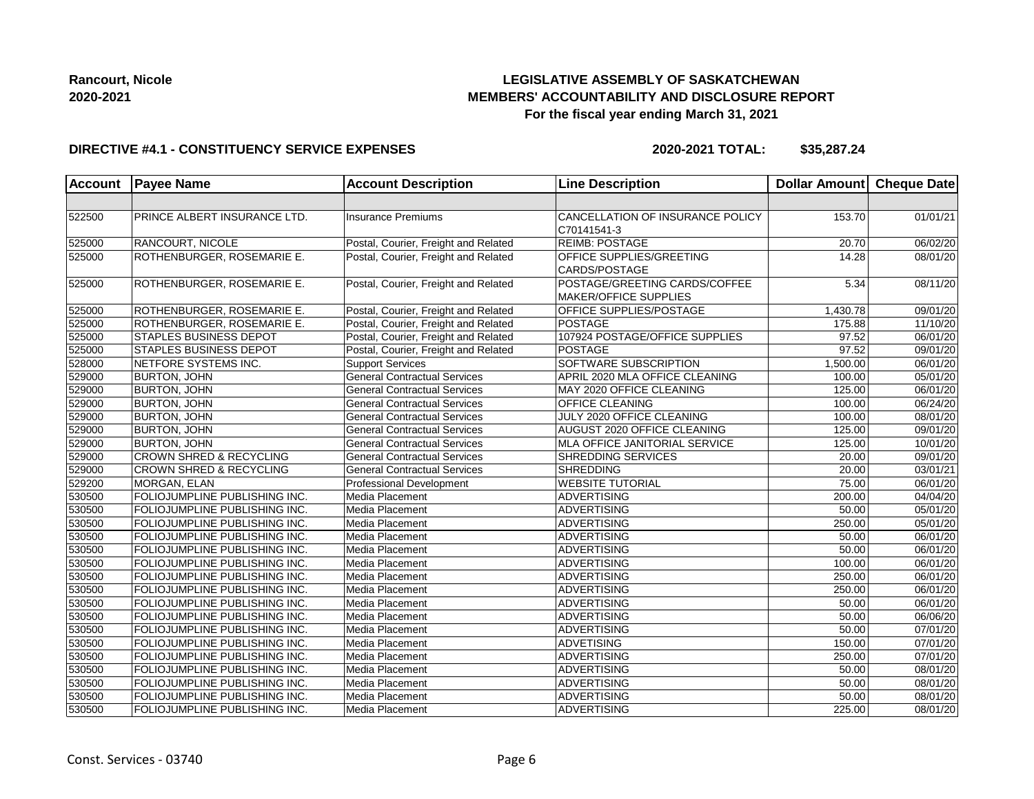**Rancourt, Nicole**
**2020-2021**

**LEGISLATIVE ASSEMBLY OF SASKATCHEWAN**
**MEMBERS' ACCOUNTABILITY AND DISCLOSURE REPORT**
**For the fiscal year ending March 31, 2021**

**DIRECTIVE #4.1 - CONSTITUENCY SERVICE EXPENSES** **2020-2021 TOTAL: $35,287.24**

| Account | Payee Name | Account Description | Line Description | Dollar Amount | Cheque Date |
|---|---|---|---|---|---|
| | | | | | |
| 522500 | PRINCE ALBERT INSURANCE LTD. | Insurance Premiums | CANCELLATION OF INSURANCE POLICY C70141541-3 | 153.70 | 01/01/21 |
| 525000 | RANCOURT, NICOLE | Postal, Courier, Freight and Related | REIMB: POSTAGE | 20.70 | 06/02/20 |
| 525000 | ROTHENBURGER, ROSEMARIE E. | Postal, Courier, Freight and Related | OFFICE SUPPLIES/GREETING CARDS/POSTAGE | 14.28 | 08/01/20 |
| 525000 | ROTHENBURGER, ROSEMARIE E. | Postal, Courier, Freight and Related | POSTAGE/GREETING CARDS/COFFEE MAKER/OFFICE SUPPLIES | 5.34 | 08/11/20 |
| 525000 | ROTHENBURGER, ROSEMARIE E. | Postal, Courier, Freight and Related | OFFICE SUPPLIES/POSTAGE | 1,430.78 | 09/01/20 |
| 525000 | ROTHENBURGER, ROSEMARIE E. | Postal, Courier, Freight and Related | POSTAGE | 175.88 | 11/10/20 |
| 525000 | STAPLES BUSINESS DEPOT | Postal, Courier, Freight and Related | 107924 POSTAGE/OFFICE SUPPLIES | 97.52 | 06/01/20 |
| 525000 | STAPLES BUSINESS DEPOT | Postal, Courier, Freight and Related | POSTAGE | 97.52 | 09/01/20 |
| 528000 | NETFORE SYSTEMS INC. | Support Services | SOFTWARE SUBSCRIPTION | 1,500.00 | 06/01/20 |
| 529000 | BURTON, JOHN | General Contractual Services | APRIL 2020 MLA OFFICE CLEANING | 100.00 | 05/01/20 |
| 529000 | BURTON, JOHN | General Contractual Services | MAY 2020 OFFICE CLEANING | 125.00 | 06/01/20 |
| 529000 | BURTON, JOHN | General Contractual Services | OFFICE CLEANING | 100.00 | 06/24/20 |
| 529000 | BURTON, JOHN | General Contractual Services | JULY 2020 OFFICE CLEANING | 100.00 | 08/01/20 |
| 529000 | BURTON, JOHN | General Contractual Services | AUGUST 2020 OFFICE CLEANING | 125.00 | 09/01/20 |
| 529000 | BURTON, JOHN | General Contractual Services | MLA OFFICE JANITORIAL SERVICE | 125.00 | 10/01/20 |
| 529000 | CROWN SHRED & RECYCLING | General Contractual Services | SHREDDING SERVICES | 20.00 | 09/01/20 |
| 529000 | CROWN SHRED & RECYCLING | General Contractual Services | SHREDDING | 20.00 | 03/01/21 |
| 529200 | MORGAN, ELAN | Professional Development | WEBSITE TUTORIAL | 75.00 | 06/01/20 |
| 530500 | FOLIOJUMPLINE PUBLISHING INC. | Media Placement | ADVERTISING | 200.00 | 04/04/20 |
| 530500 | FOLIOJUMPLINE PUBLISHING INC. | Media Placement | ADVERTISING | 50.00 | 05/01/20 |
| 530500 | FOLIOJUMPLINE PUBLISHING INC. | Media Placement | ADVERTISING | 250.00 | 05/01/20 |
| 530500 | FOLIOJUMPLINE PUBLISHING INC. | Media Placement | ADVERTISING | 50.00 | 06/01/20 |
| 530500 | FOLIOJUMPLINE PUBLISHING INC. | Media Placement | ADVERTISING | 50.00 | 06/01/20 |
| 530500 | FOLIOJUMPLINE PUBLISHING INC. | Media Placement | ADVERTISING | 100.00 | 06/01/20 |
| 530500 | FOLIOJUMPLINE PUBLISHING INC. | Media Placement | ADVERTISING | 250.00 | 06/01/20 |
| 530500 | FOLIOJUMPLINE PUBLISHING INC. | Media Placement | ADVERTISING | 250.00 | 06/01/20 |
| 530500 | FOLIOJUMPLINE PUBLISHING INC. | Media Placement | ADVERTISING | 50.00 | 06/01/20 |
| 530500 | FOLIOJUMPLINE PUBLISHING INC. | Media Placement | ADVERTISING | 50.00 | 06/06/20 |
| 530500 | FOLIOJUMPLINE PUBLISHING INC. | Media Placement | ADVERTISING | 50.00 | 07/01/20 |
| 530500 | FOLIOJUMPLINE PUBLISHING INC. | Media Placement | ADVETISING | 150.00 | 07/01/20 |
| 530500 | FOLIOJUMPLINE PUBLISHING INC. | Media Placement | ADVERTISING | 250.00 | 07/01/20 |
| 530500 | FOLIOJUMPLINE PUBLISHING INC. | Media Placement | ADVERTISING | 50.00 | 08/01/20 |
| 530500 | FOLIOJUMPLINE PUBLISHING INC. | Media Placement | ADVERTISING | 50.00 | 08/01/20 |
| 530500 | FOLIOJUMPLINE PUBLISHING INC. | Media Placement | ADVERTISING | 50.00 | 08/01/20 |
| 530500 | FOLIOJUMPLINE PUBLISHING INC. | Media Placement | ADVERTISING | 225.00 | 08/01/20 |

Const. Services - 03740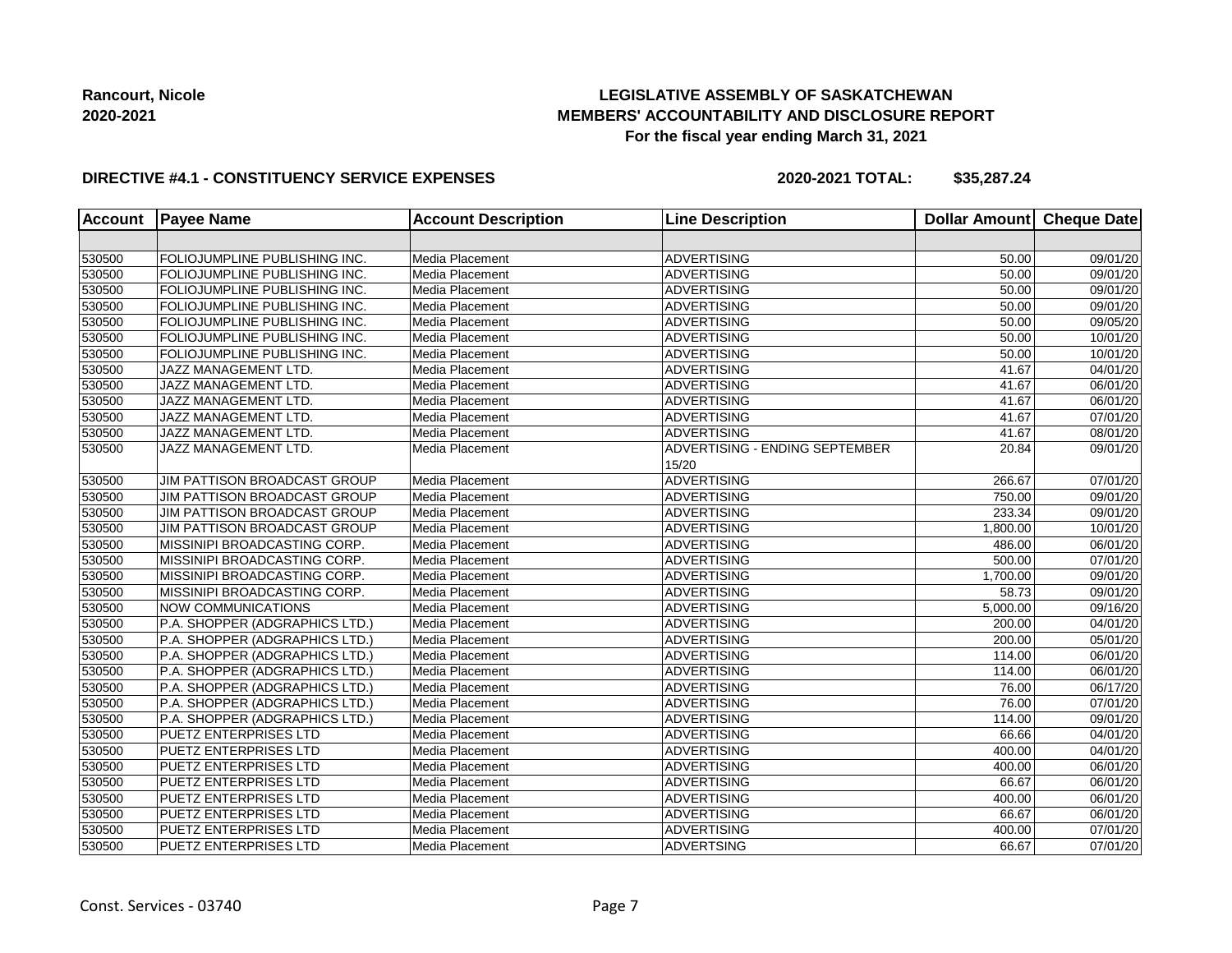**Rancourt, Nicole**
**2020-2021**

**LEGISLATIVE ASSEMBLY OF SASKATCHEWAN**
**MEMBERS' ACCOUNTABILITY AND DISCLOSURE REPORT**
**For the fiscal year ending March 31, 2021**

**DIRECTIVE #4.1 - CONSTITUENCY SERVICE EXPENSES** **2020-2021 TOTAL: $35,287.24**

| Account | Payee Name | Account Description | Line Description | Dollar Amount | Cheque Date |
|---|---|---|---|---|---|
| | | | | | |
| 530500 | FOLIOJUMPLINE PUBLISHING INC. | Media Placement | ADVERTISING | 50.00 | 09/01/20 |
| 530500 | FOLIOJUMPLINE PUBLISHING INC. | Media Placement | ADVERTISING | 50.00 | 09/01/20 |
| 530500 | FOLIOJUMPLINE PUBLISHING INC. | Media Placement | ADVERTISING | 50.00 | 09/01/20 |
| 530500 | FOLIOJUMPLINE PUBLISHING INC. | Media Placement | ADVERTISING | 50.00 | 09/01/20 |
| 530500 | FOLIOJUMPLINE PUBLISHING INC. | Media Placement | ADVERTISING | 50.00 | 09/05/20 |
| 530500 | FOLIOJUMPLINE PUBLISHING INC. | Media Placement | ADVERTISING | 50.00 | 10/01/20 |
| 530500 | FOLIOJUMPLINE PUBLISHING INC. | Media Placement | ADVERTISING | 50.00 | 10/01/20 |
| 530500 | JAZZ MANAGEMENT LTD. | Media Placement | ADVERTISING | 41.67 | 04/01/20 |
| 530500 | JAZZ MANAGEMENT LTD. | Media Placement | ADVERTISING | 41.67 | 06/01/20 |
| 530500 | JAZZ MANAGEMENT LTD. | Media Placement | ADVERTISING | 41.67 | 06/01/20 |
| 530500 | JAZZ MANAGEMENT LTD. | Media Placement | ADVERTISING | 41.67 | 07/01/20 |
| 530500 | JAZZ MANAGEMENT LTD. | Media Placement | ADVERTISING | 41.67 | 08/01/20 |
| 530500 | JAZZ MANAGEMENT LTD. | Media Placement | ADVERTISING - ENDING SEPTEMBER 15/20 | 20.84 | 09/01/20 |
| 530500 | JIM PATTISON BROADCAST GROUP | Media Placement | ADVERTISING | 266.67 | 07/01/20 |
| 530500 | JIM PATTISON BROADCAST GROUP | Media Placement | ADVERTISING | 750.00 | 09/01/20 |
| 530500 | JIM PATTISON BROADCAST GROUP | Media Placement | ADVERTISING | 233.34 | 09/01/20 |
| 530500 | JIM PATTISON BROADCAST GROUP | Media Placement | ADVERTISING | 1,800.00 | 10/01/20 |
| 530500 | MISSINIPI BROADCASTING CORP. | Media Placement | ADVERTISING | 486.00 | 06/01/20 |
| 530500 | MISSINIPI BROADCASTING CORP. | Media Placement | ADVERTISING | 500.00 | 07/01/20 |
| 530500 | MISSINIPI BROADCASTING CORP. | Media Placement | ADVERTISING | 1,700.00 | 09/01/20 |
| 530500 | MISSINIPI BROADCASTING CORP. | Media Placement | ADVERTISING | 58.73 | 09/01/20 |
| 530500 | NOW COMMUNICATIONS | Media Placement | ADVERTISING | 5,000.00 | 09/16/20 |
| 530500 | P.A. SHOPPER (ADGRAPHICS LTD.) | Media Placement | ADVERTISING | 200.00 | 04/01/20 |
| 530500 | P.A. SHOPPER (ADGRAPHICS LTD.) | Media Placement | ADVERTISING | 200.00 | 05/01/20 |
| 530500 | P.A. SHOPPER (ADGRAPHICS LTD.) | Media Placement | ADVERTISING | 114.00 | 06/01/20 |
| 530500 | P.A. SHOPPER (ADGRAPHICS LTD.) | Media Placement | ADVERTISING | 114.00 | 06/01/20 |
| 530500 | P.A. SHOPPER (ADGRAPHICS LTD.) | Media Placement | ADVERTISING | 76.00 | 06/17/20 |
| 530500 | P.A. SHOPPER (ADGRAPHICS LTD.) | Media Placement | ADVERTISING | 76.00 | 07/01/20 |
| 530500 | P.A. SHOPPER (ADGRAPHICS LTD.) | Media Placement | ADVERTISING | 114.00 | 09/01/20 |
| 530500 | PUETZ ENTERPRISES LTD | Media Placement | ADVERTISING | 66.66 | 04/01/20 |
| 530500 | PUETZ ENTERPRISES LTD | Media Placement | ADVERTISING | 400.00 | 04/01/20 |
| 530500 | PUETZ ENTERPRISES LTD | Media Placement | ADVERTISING | 400.00 | 06/01/20 |
| 530500 | PUETZ ENTERPRISES LTD | Media Placement | ADVERTISING | 66.67 | 06/01/20 |
| 530500 | PUETZ ENTERPRISES LTD | Media Placement | ADVERTISING | 400.00 | 06/01/20 |
| 530500 | PUETZ ENTERPRISES LTD | Media Placement | ADVERTISING | 66.67 | 06/01/20 |
| 530500 | PUETZ ENTERPRISES LTD | Media Placement | ADVERTISING | 400.00 | 07/01/20 |
| 530500 | PUETZ ENTERPRISES LTD | Media Placement | ADVERTSING | 66.67 | 07/01/20 |

Const. Services - 03740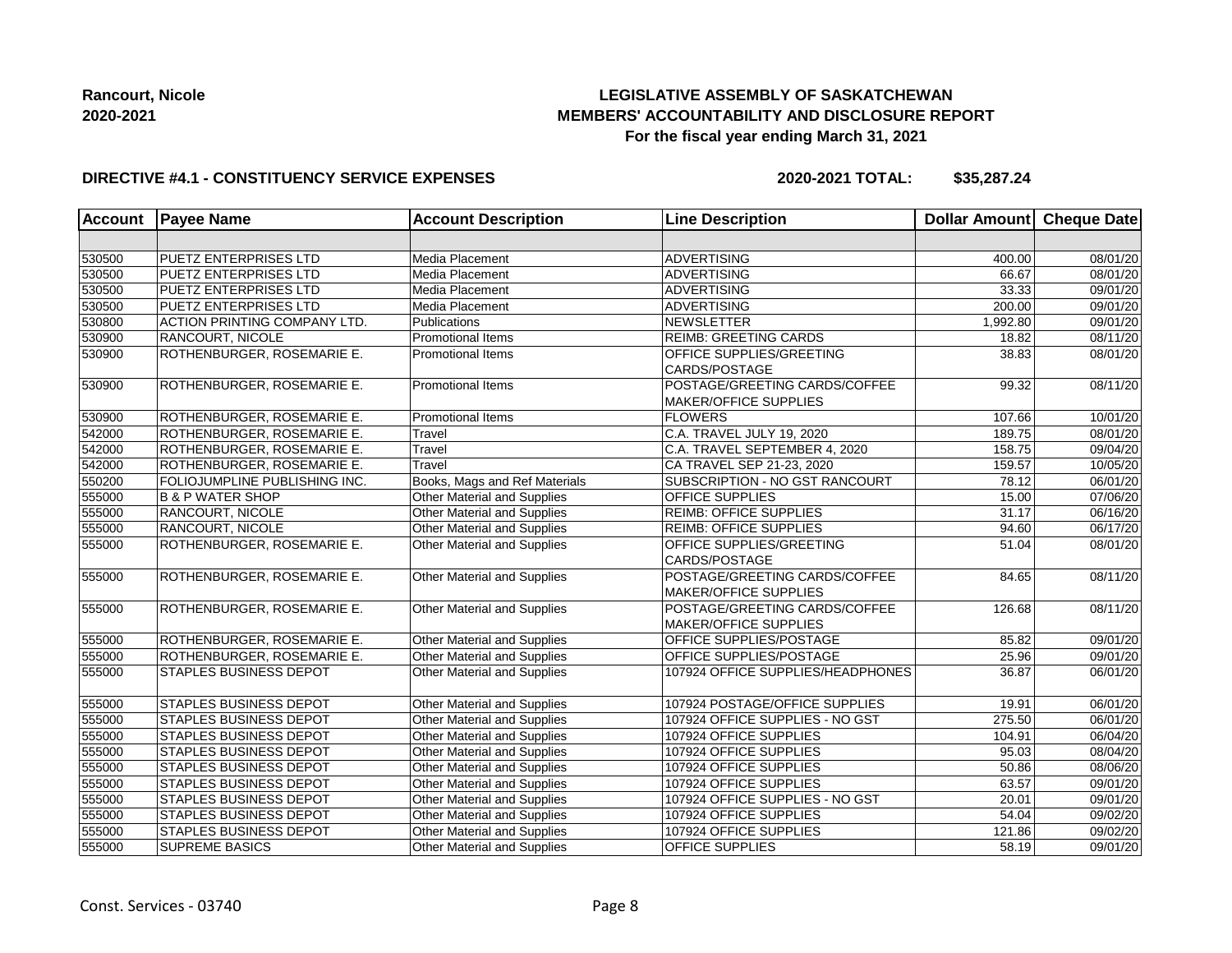**Rancourt, Nicole**
**2020-2021**

**LEGISLATIVE ASSEMBLY OF SASKATCHEWAN**
**MEMBERS' ACCOUNTABILITY AND DISCLOSURE REPORT**
**For the fiscal year ending March 31, 2021**

**DIRECTIVE #4.1 - CONSTITUENCY SERVICE EXPENSES** **2020-2021 TOTAL: $35,287.24**

| Account | Payee Name | Account Description | Line Description | Dollar Amount | Cheque Date |
|---|---|---|---|---|---|
| | | | | | |
| 530500 | PUETZ ENTERPRISES LTD | Media Placement | ADVERTISING | 400.00 | 08/01/20 |
| 530500 | PUETZ ENTERPRISES LTD | Media Placement | ADVERTISING | 66.67 | 08/01/20 |
| 530500 | PUETZ ENTERPRISES LTD | Media Placement | ADVERTISING | 33.33 | 09/01/20 |
| 530500 | PUETZ ENTERPRISES LTD | Media Placement | ADVERTISING | 200.00 | 09/01/20 |
| 530800 | ACTION PRINTING COMPANY LTD. | Publications | NEWSLETTER | 1,992.80 | 09/01/20 |
| 530900 | RANCOURT, NICOLE | Promotional Items | REIMB: GREETING CARDS | 18.82 | 08/11/20 |
| 530900 | ROTHENBURGER, ROSEMARIE E. | Promotional Items | OFFICE SUPPLIES/GREETING CARDS/POSTAGE | 38.83 | 08/01/20 |
| 530900 | ROTHENBURGER, ROSEMARIE E. | Promotional Items | POSTAGE/GREETING CARDS/COFFEE MAKER/OFFICE SUPPLIES | 99.32 | 08/11/20 |
| 530900 | ROTHENBURGER, ROSEMARIE E. | Promotional Items | FLOWERS | 107.66 | 10/01/20 |
| 542000 | ROTHENBURGER, ROSEMARIE E. | Travel | C.A. TRAVEL JULY 19, 2020 | 189.75 | 08/01/20 |
| 542000 | ROTHENBURGER, ROSEMARIE E. | Travel | C.A. TRAVEL SEPTEMBER 4, 2020 | 158.75 | 09/04/20 |
| 542000 | ROTHENBURGER, ROSEMARIE E. | Travel | CA TRAVEL SEP 21-23, 2020 | 159.57 | 10/05/20 |
| 550200 | FOLIOJUMPLINE PUBLISHING INC. | Books, Mags and Ref Materials | SUBSCRIPTION - NO GST RANCOURT | 78.12 | 06/01/20 |
| 555000 | B & P WATER SHOP | Other Material and Supplies | OFFICE SUPPLIES | 15.00 | 07/06/20 |
| 555000 | RANCOURT, NICOLE | Other Material and Supplies | REIMB: OFFICE SUPPLIES | 31.17 | 06/16/20 |
| 555000 | RANCOURT, NICOLE | Other Material and Supplies | REIMB: OFFICE SUPPLIES | 94.60 | 06/17/20 |
| 555000 | ROTHENBURGER, ROSEMARIE E. | Other Material and Supplies | OFFICE SUPPLIES/GREETING CARDS/POSTAGE | 51.04 | 08/01/20 |
| 555000 | ROTHENBURGER, ROSEMARIE E. | Other Material and Supplies | POSTAGE/GREETING CARDS/COFFEE MAKER/OFFICE SUPPLIES | 84.65 | 08/11/20 |
| 555000 | ROTHENBURGER, ROSEMARIE E. | Other Material and Supplies | POSTAGE/GREETING CARDS/COFFEE MAKER/OFFICE SUPPLIES | 126.68 | 08/11/20 |
| 555000 | ROTHENBURGER, ROSEMARIE E. | Other Material and Supplies | OFFICE SUPPLIES/POSTAGE | 85.82 | 09/01/20 |
| 555000 | ROTHENBURGER, ROSEMARIE E. | Other Material and Supplies | OFFICE SUPPLIES/POSTAGE | 25.96 | 09/01/20 |
| 555000 | STAPLES BUSINESS DEPOT | Other Material and Supplies | 107924 OFFICE SUPPLIES/HEADPHONES | 36.87 | 06/01/20 |
| 555000 | STAPLES BUSINESS DEPOT | Other Material and Supplies | 107924 POSTAGE/OFFICE SUPPLIES | 19.91 | 06/01/20 |
| 555000 | STAPLES BUSINESS DEPOT | Other Material and Supplies | 107924 OFFICE SUPPLIES - NO GST | 275.50 | 06/01/20 |
| 555000 | STAPLES BUSINESS DEPOT | Other Material and Supplies | 107924 OFFICE SUPPLIES | 104.91 | 06/04/20 |
| 555000 | STAPLES BUSINESS DEPOT | Other Material and Supplies | 107924 OFFICE SUPPLIES | 95.03 | 08/04/20 |
| 555000 | STAPLES BUSINESS DEPOT | Other Material and Supplies | 107924 OFFICE SUPPLIES | 50.86 | 08/06/20 |
| 555000 | STAPLES BUSINESS DEPOT | Other Material and Supplies | 107924 OFFICE SUPPLIES | 63.57 | 09/01/20 |
| 555000 | STAPLES BUSINESS DEPOT | Other Material and Supplies | 107924 OFFICE SUPPLIES - NO GST | 20.01 | 09/01/20 |
| 555000 | STAPLES BUSINESS DEPOT | Other Material and Supplies | 107924 OFFICE SUPPLIES | 54.04 | 09/02/20 |
| 555000 | STAPLES BUSINESS DEPOT | Other Material and Supplies | 107924 OFFICE SUPPLIES | 121.86 | 09/02/20 |
| 555000 | SUPREME BASICS | Other Material and Supplies | OFFICE SUPPLIES | 58.19 | 09/01/20 |

Const. Services - 03740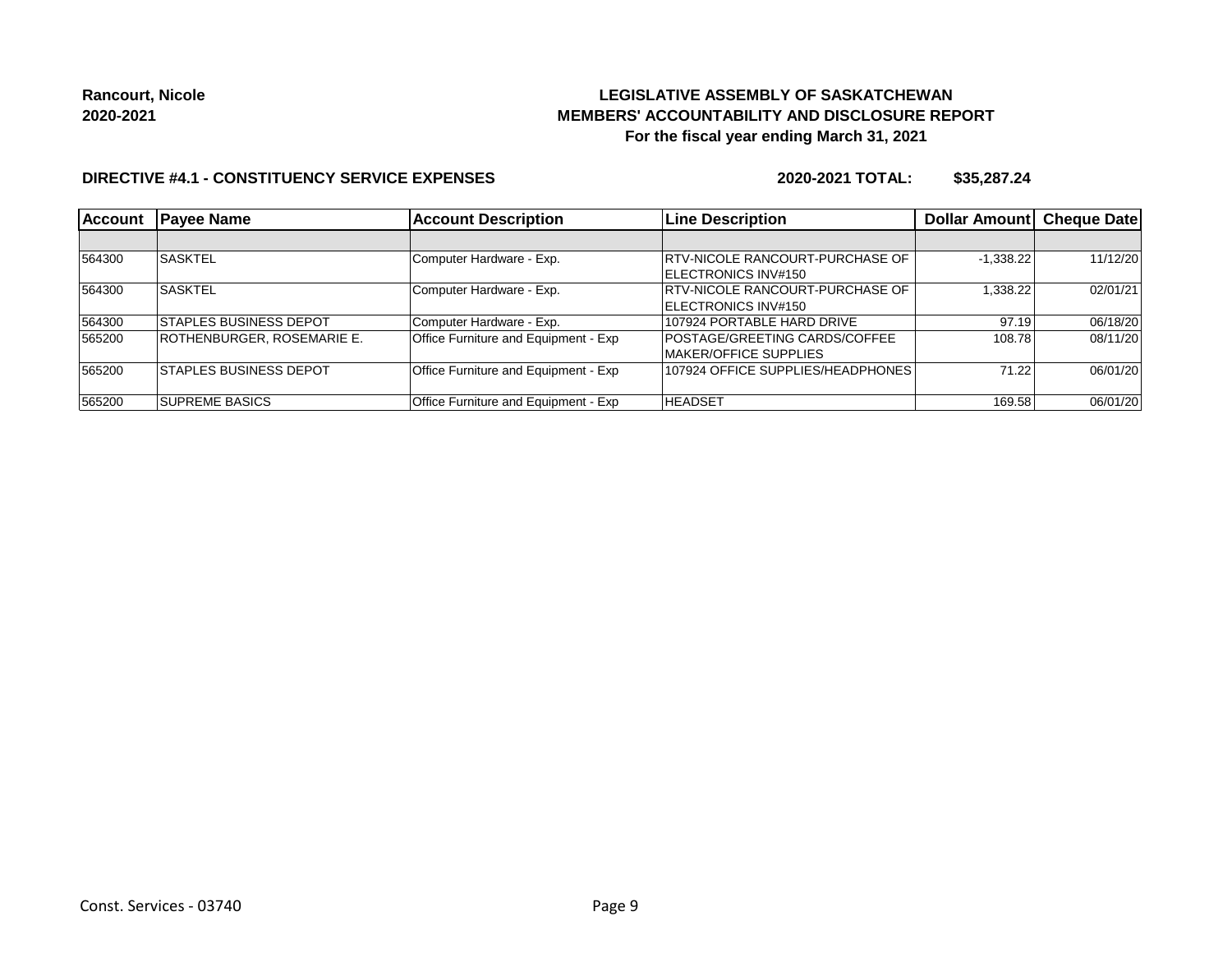**Rancourt, Nicole**
**2020-2021**

**LEGISLATIVE ASSEMBLY OF SASKATCHEWAN**
**MEMBERS' ACCOUNTABILITY AND DISCLOSURE REPORT**
**For the fiscal year ending March 31, 2021**

**DIRECTIVE #4.1 - CONSTITUENCY SERVICE EXPENSES** **2020-2021 TOTAL: $35,287.24**

| Account | Payee Name | Account Description | Line Description | Dollar Amount | Cheque Date |
|---|---|---|---|---|---|
| | | | | | |
| 564300 | SASKTEL | Computer Hardware - Exp. | RTV-NICOLE RANCOURT-PURCHASE OF ELECTRONICS INV#150 | -1,338.22 | 11/12/20 |
| 564300 | SASKTEL | Computer Hardware - Exp. | RTV-NICOLE RANCOURT-PURCHASE OF ELECTRONICS INV#150 | 1,338.22 | 02/01/21 |
| 564300 | STAPLES BUSINESS DEPOT | Computer Hardware - Exp. | 107924 PORTABLE HARD DRIVE | 97.19 | 06/18/20 |
| 565200 | ROTHENBURGER, ROSEMARIE E. | Office Furniture and Equipment - Exp | POSTAGE/GREETING CARDS/COFFEE MAKER/OFFICE SUPPLIES | 108.78 | 08/11/20 |
| 565200 | STAPLES BUSINESS DEPOT | Office Furniture and Equipment - Exp | 107924 OFFICE SUPPLIES/HEADPHONES | 71.22 | 06/01/20 |
| 565200 | SUPREME BASICS | Office Furniture and Equipment - Exp | HEADSET | 169.58 | 06/01/20 |

Const. Services - 03740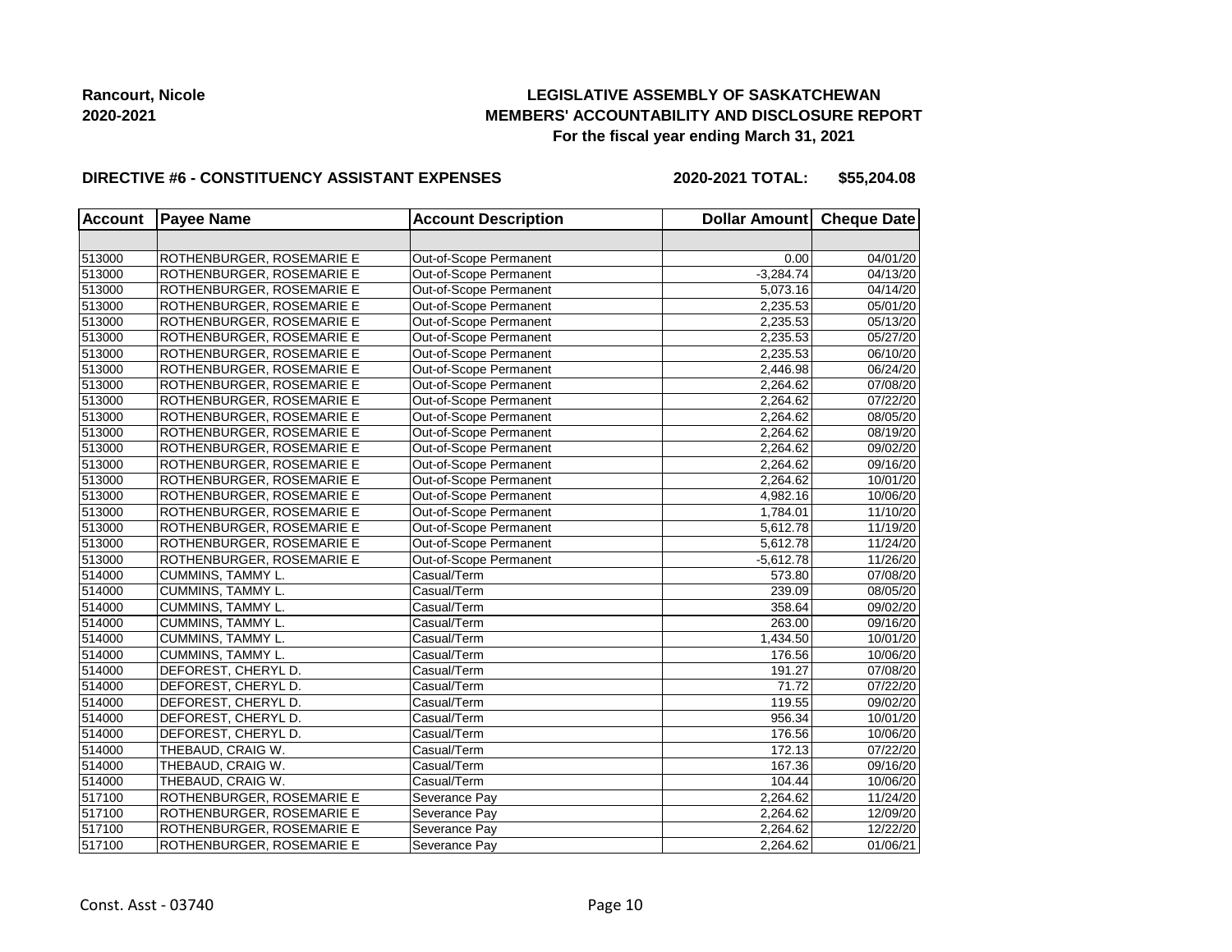**Rancourt, Nicole**
**2020-2021**

**LEGISLATIVE ASSEMBLY OF SASKATCHEWAN**
**MEMBERS' ACCOUNTABILITY AND DISCLOSURE REPORT**
**For the fiscal year ending March 31, 2021**

**DIRECTIVE #6 - CONSTITUENCY ASSISTANT EXPENSES** **2020-2021 TOTAL: $55,204.08**

| Account | Payee Name | Account Description | Dollar Amount | Cheque Date |
|---|---|---|---|---|
| | | | | |
| 513000 | ROTHENBURGER, ROSEMARIE E | Out-of-Scope Permanent | 0.00 | 04/01/20 |
| 513000 | ROTHENBURGER, ROSEMARIE E | Out-of-Scope Permanent | -3,284.74 | 04/13/20 |
| 513000 | ROTHENBURGER, ROSEMARIE E | Out-of-Scope Permanent | 5,073.16 | 04/14/20 |
| 513000 | ROTHENBURGER, ROSEMARIE E | Out-of-Scope Permanent | 2,235.53 | 05/01/20 |
| 513000 | ROTHENBURGER, ROSEMARIE E | Out-of-Scope Permanent | 2,235.53 | 05/13/20 |
| 513000 | ROTHENBURGER, ROSEMARIE E | Out-of-Scope Permanent | 2,235.53 | 05/27/20 |
| 513000 | ROTHENBURGER, ROSEMARIE E | Out-of-Scope Permanent | 2,235.53 | 06/10/20 |
| 513000 | ROTHENBURGER, ROSEMARIE E | Out-of-Scope Permanent | 2,446.98 | 06/24/20 |
| 513000 | ROTHENBURGER, ROSEMARIE E | Out-of-Scope Permanent | 2,264.62 | 07/08/20 |
| 513000 | ROTHENBURGER, ROSEMARIE E | Out-of-Scope Permanent | 2,264.62 | 07/22/20 |
| 513000 | ROTHENBURGER, ROSEMARIE E | Out-of-Scope Permanent | 2,264.62 | 08/05/20 |
| 513000 | ROTHENBURGER, ROSEMARIE E | Out-of-Scope Permanent | 2,264.62 | 08/19/20 |
| 513000 | ROTHENBURGER, ROSEMARIE E | Out-of-Scope Permanent | 2,264.62 | 09/02/20 |
| 513000 | ROTHENBURGER, ROSEMARIE E | Out-of-Scope Permanent | 2,264.62 | 09/16/20 |
| 513000 | ROTHENBURGER, ROSEMARIE E | Out-of-Scope Permanent | 2,264.62 | 10/01/20 |
| 513000 | ROTHENBURGER, ROSEMARIE E | Out-of-Scope Permanent | 4,982.16 | 10/06/20 |
| 513000 | ROTHENBURGER, ROSEMARIE E | Out-of-Scope Permanent | 1,784.01 | 11/10/20 |
| 513000 | ROTHENBURGER, ROSEMARIE E | Out-of-Scope Permanent | 5,612.78 | 11/19/20 |
| 513000 | ROTHENBURGER, ROSEMARIE E | Out-of-Scope Permanent | 5,612.78 | 11/24/20 |
| 513000 | ROTHENBURGER, ROSEMARIE E | Out-of-Scope Permanent | -5,612.78 | 11/26/20 |
| 514000 | CUMMINS, TAMMY L. | Casual/Term | 573.80 | 07/08/20 |
| 514000 | CUMMINS, TAMMY L. | Casual/Term | 239.09 | 08/05/20 |
| 514000 | CUMMINS, TAMMY L. | Casual/Term | 358.64 | 09/02/20 |
| 514000 | CUMMINS, TAMMY L. | Casual/Term | 263.00 | 09/16/20 |
| 514000 | CUMMINS, TAMMY L. | Casual/Term | 1,434.50 | 10/01/20 |
| 514000 | CUMMINS, TAMMY L. | Casual/Term | 176.56 | 10/06/20 |
| 514000 | DEFOREST, CHERYL D. | Casual/Term | 191.27 | 07/08/20 |
| 514000 | DEFOREST, CHERYL D. | Casual/Term | 71.72 | 07/22/20 |
| 514000 | DEFOREST, CHERYL D. | Casual/Term | 119.55 | 09/02/20 |
| 514000 | DEFOREST, CHERYL D. | Casual/Term | 956.34 | 10/01/20 |
| 514000 | DEFOREST, CHERYL D. | Casual/Term | 176.56 | 10/06/20 |
| 514000 | THEBAUD, CRAIG W. | Casual/Term | 172.13 | 07/22/20 |
| 514000 | THEBAUD, CRAIG W. | Casual/Term | 167.36 | 09/16/20 |
| 514000 | THEBAUD, CRAIG W. | Casual/Term | 104.44 | 10/06/20 |
| 517100 | ROTHENBURGER, ROSEMARIE E | Severance Pay | 2,264.62 | 11/24/20 |
| 517100 | ROTHENBURGER, ROSEMARIE E | Severance Pay | 2,264.62 | 12/09/20 |
| 517100 | ROTHENBURGER, ROSEMARIE E | Severance Pay | 2,264.62 | 12/22/20 |
| 517100 | ROTHENBURGER, ROSEMARIE E | Severance Pay | 2,264.62 | 01/06/21 |

Const. Asst - 03740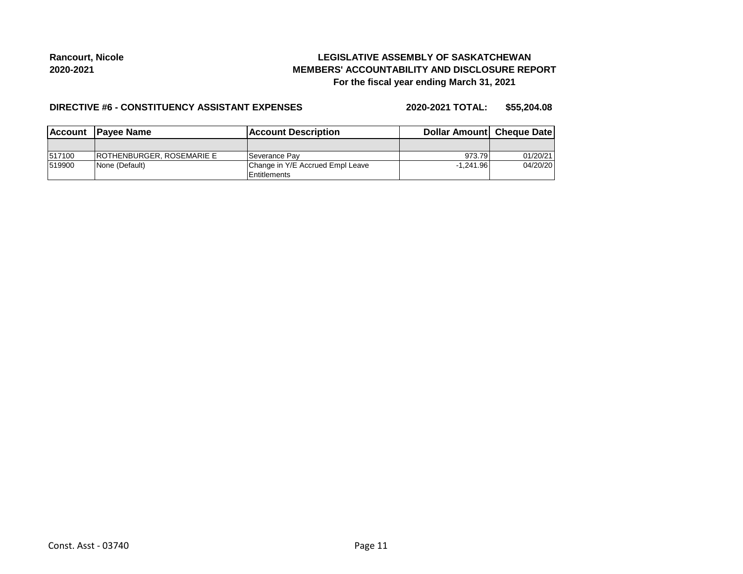**Rancourt, Nicole**
**2020-2021**

**LEGISLATIVE ASSEMBLY OF SASKATCHEWAN**
**MEMBERS' ACCOUNTABILITY AND DISCLOSURE REPORT**
**For the fiscal year ending March 31, 2021**

**DIRECTIVE #6 - CONSTITUENCY ASSISTANT EXPENSES** **2020-2021 TOTAL: $55,204.08**

| Account | Payee Name | Account Description | Dollar Amount | Cheque Date |
|---|---|---|---|---|
| | | | | |
| 517100 | ROTHENBURGER, ROSEMARIE E | Severance Pay | 973.79 | 01/20/21 |
| 519900 | None (Default) | Change in Y/E Accrued Empl Leave Entitlements | -1,241.96 | 04/20/20 |

Const. Asst - 03740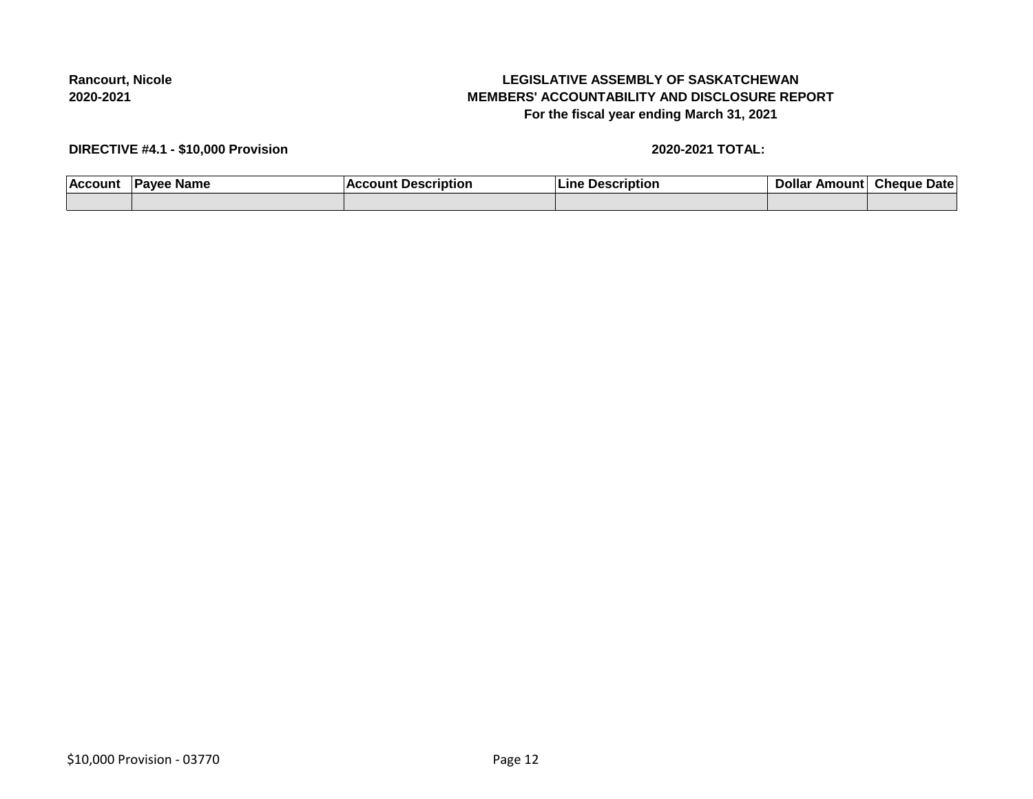**Rancourt, Nicole**
**2020-2021**

**LEGISLATIVE ASSEMBLY OF SASKATCHEWAN**
**MEMBERS' ACCOUNTABILITY AND DISCLOSURE REPORT**
**For the fiscal year ending March 31, 2021**

**DIRECTIVE #4.1 - $10,000 Provision**

**2020-2021 TOTAL:**

| Account | Payee Name | Account Description | Line Description | Dollar Amount | Cheque Date |
|---|---|---|---|---|---|
| | | | | | |

$10,000 Provision - 03770